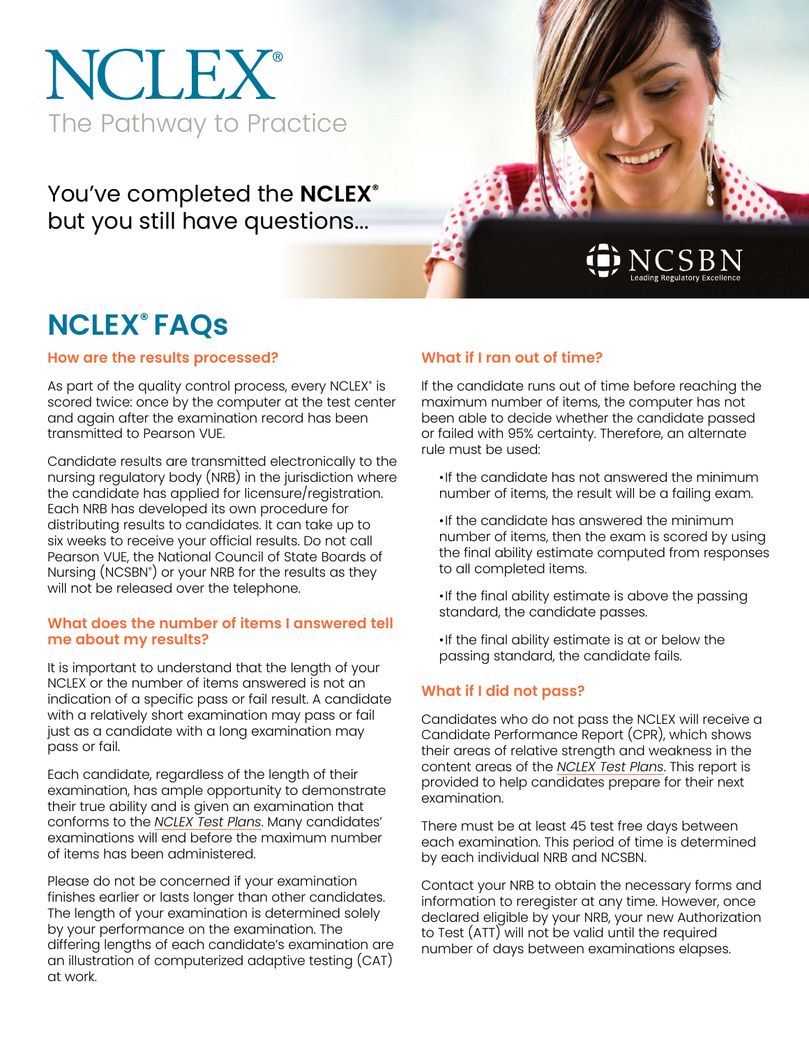# NCLEX®

The Pathway to Practice

You've completed the **NCLEX®** but you still have questions...

NCSBN
Leading Regulatory Excellence

## NCLEX® FAQs

### How are the results processed?

As part of the quality control process, every NCLEX® is scored twice: once by the computer at the test center and again after the examination record has been transmitted to Pearson VUE.

Candidate results are transmitted electronically to the nursing regulatory body (NRB) in the jurisdiction where the candidate has applied for licensure/registration. Each NRB has developed its own procedure for distributing results to candidates. It can take up to six weeks to receive your official results. Do not call Pearson VUE, the National Council of State Boards of Nursing (NCSBN®) or your NRB for the results as they will not be released over the telephone.

### What does the number of items I answered tell me about my results?

It is important to understand that the length of your NCLEX or the number of items answered is not an indication of a specific pass or fail result. A candidate with a relatively short examination may pass or fail just as a candidate with a long examination may pass or fail.

Each candidate, regardless of the length of their examination, has ample opportunity to demonstrate their true ability and is given an examination that conforms to the *NCLEX Test Plans*. Many candidates' examinations will end before the maximum number of items has been administered.

Please do not be concerned if your examination finishes earlier or lasts longer than other candidates. The length of your examination is determined solely by your performance on the examination. The differing lengths of each candidate's examination are an illustration of computerized adaptive testing (CAT) at work.

### What if I ran out of time?

If the candidate runs out of time before reaching the maximum number of items, the computer has not been able to decide whether the candidate passed or failed with 95% certainty. Therefore, an alternate rule must be used:

- If the candidate has not answered the minimum number of items, the result will be a failing exam.
- If the candidate has answered the minimum number of items, then the exam is scored by using the final ability estimate computed from responses to all completed items.
- If the final ability estimate is above the passing standard, the candidate passes.
- If the final ability estimate is at or below the passing standard, the candidate fails.

### What if I did not pass?

Candidates who do not pass the NCLEX will receive a Candidate Performance Report (CPR), which shows their areas of relative strength and weakness in the content areas of the *NCLEX Test Plans*. This report is provided to help candidates prepare for their next examination.

There must be at least 45 test free days between each examination. This period of time is determined by each individual NRB and NCSBN.

Contact your NRB to obtain the necessary forms and information to reregister at any time. However, once declared eligible by your NRB, your new Authorization to Test (ATT) will not be valid until the required number of days between examinations elapses.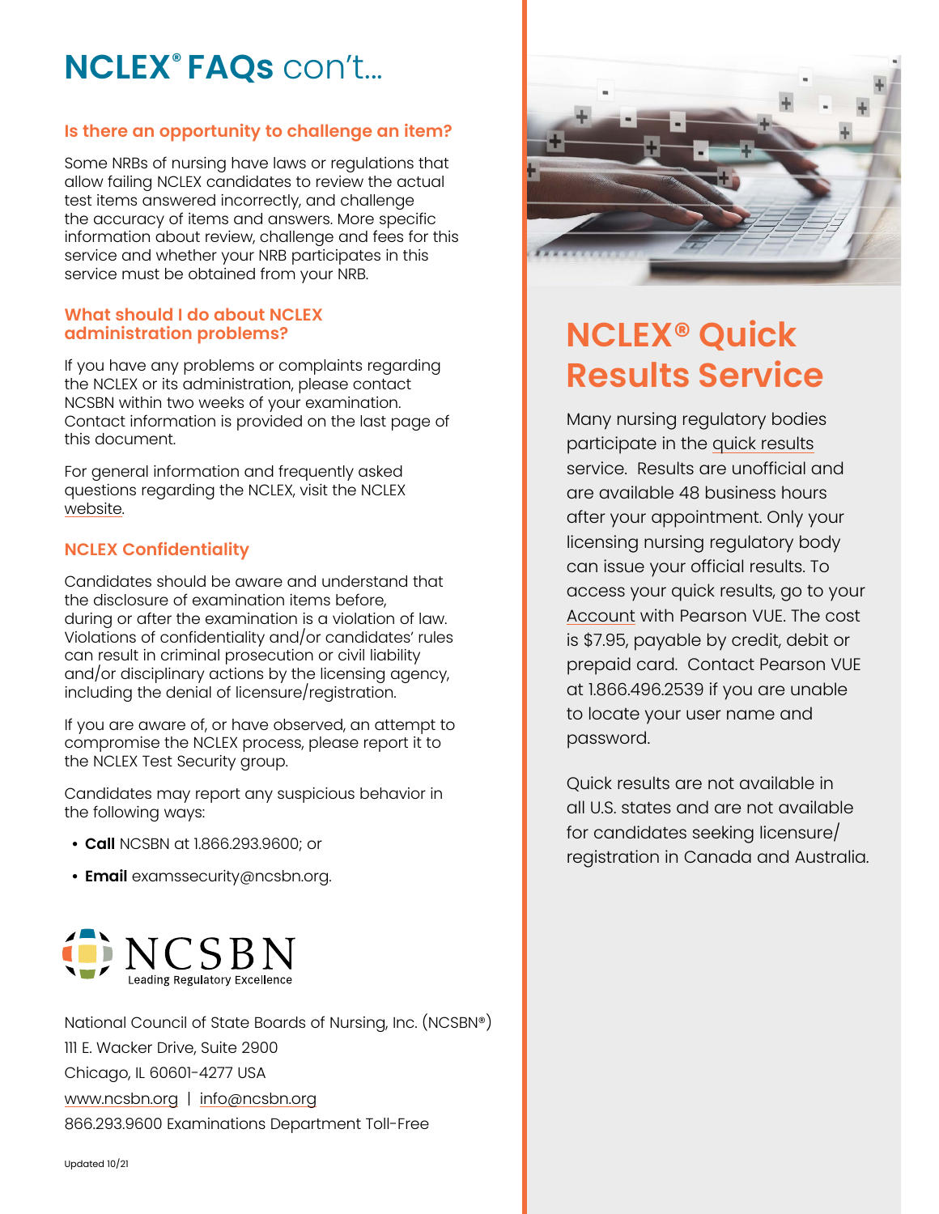# NCLEX® FAQs con't...

### Is there an opportunity to challenge an item?

Some NRBs of nursing have laws or regulations that allow failing NCLEX candidates to review the actual test items answered incorrectly, and challenge the accuracy of items and answers. More specific information about review, challenge and fees for this service and whether your NRB participates in this service must be obtained from your NRB.

### What should I do about NCLEX administration problems?

If you have any problems or complaints regarding the NCLEX or its administration, please contact NCSBN within two weeks of your examination. Contact information is provided on the last page of this document.

For general information and frequently asked questions regarding the NCLEX, visit the NCLEX website.

### NCLEX Confidentiality

Candidates should be aware and understand that the disclosure of examination items before, during or after the examination is a violation of law. Violations of confidentiality and/or candidates' rules can result in criminal prosecution or civil liability and/or disciplinary actions by the licensing agency, including the denial of licensure/registration.

If you are aware of, or have observed, an attempt to compromise the NCLEX process, please report it to the NCLEX Test Security group.

Candidates may report any suspicious behavior in the following ways:

- **Call** NCSBN at 1.866.293.9600; or
- **Email** examssecurity@ncsbn.org.

NCSBN
Leading Regulatory Excellence

National Council of State Boards of Nursing, Inc. (NCSBN®)
111 E. Wacker Drive, Suite 2900
Chicago, IL 60601-4277 USA
www.ncsbn.org | info@ncsbn.org
866.293.9600 Examinations Department Toll-Free

Updated 10/21

## NCLEX® Quick Results Service

Many nursing regulatory bodies participate in the quick results service. Results are unofficial and are available 48 business hours after your appointment. Only your licensing nursing regulatory body can issue your official results. To access your quick results, go to your Account with Pearson VUE. The cost is $7.95, payable by credit, debit or prepaid card. Contact Pearson VUE at 1.866.496.2539 if you are unable to locate your user name and password.

Quick results are not available in all U.S. states and are not available for candidates seeking licensure/registration in Canada and Australia.